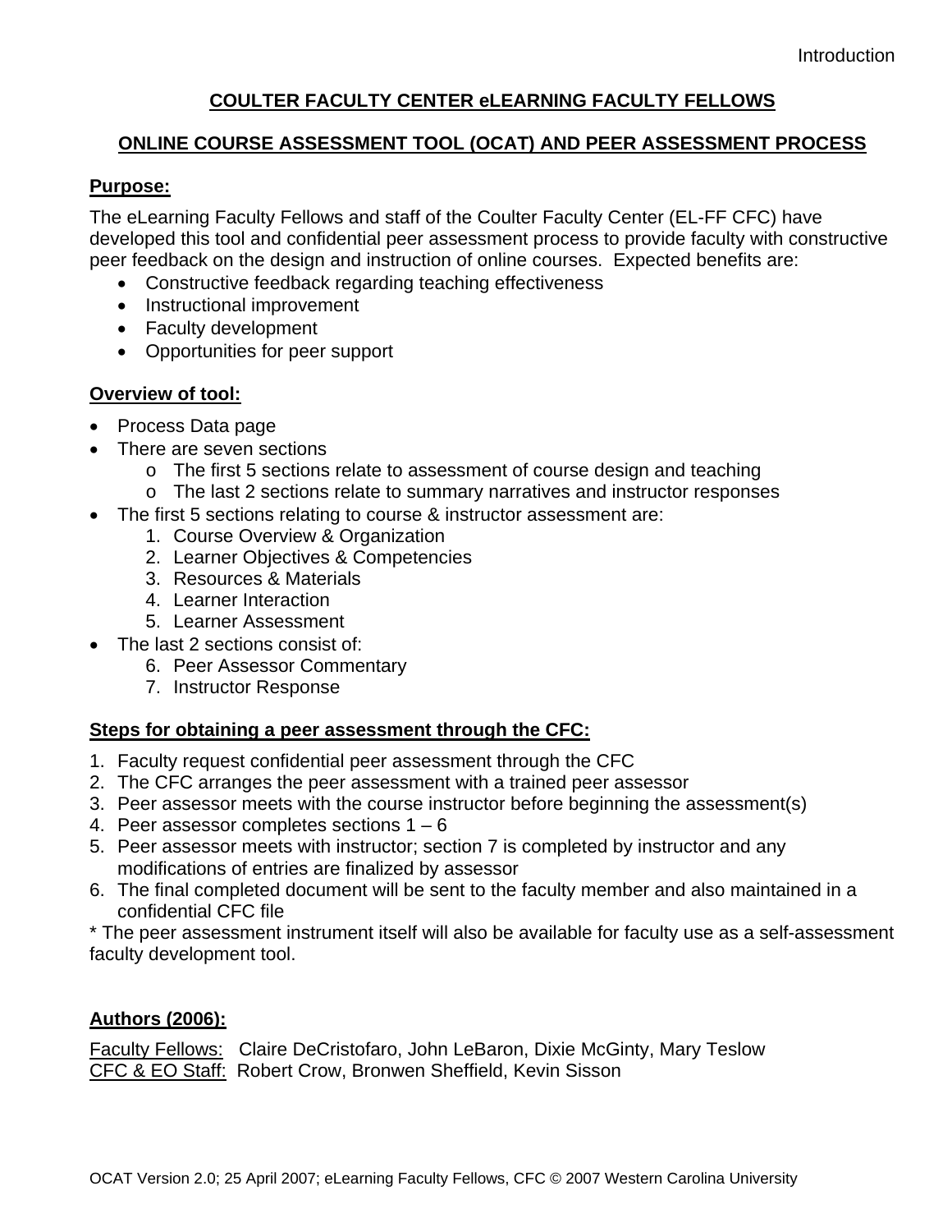## COULTER FACULTY CENTER eLEARNING FACULTY FELLOWS

## ONLINE COURSE ASSESSMENT TOOL (OCAT) AND PEER ASSESSMENT PROCESS

### Purpose:

The eLearning Faculty Fellows and staff of the Coulter Faculty Center (EL-FF CFC) have developed this tool and confidential peer assessment process to provide faculty with constructive peer feedback on the design and instruction of online courses. Expected benefits are:

- Constructive feedback regarding teaching effectiveness
- Instructional improvement
- Faculty development
- Opportunities for peer support

### Overview of tool:

- Process Data page
- There are seven sections
  - o The first 5 sections relate to assessment of course design and teaching
  - o The last 2 sections relate to summary narratives and instructor responses
- The first 5 sections relating to course & instructor assessment are:
  1. Course Overview & Organization
  2. Learner Objectives & Competencies
  3. Resources & Materials
  4. Learner Interaction
  5. Learner Assessment
- The last 2 sections consist of:
  6. Peer Assessor Commentary
  7. Instructor Response

### Steps for obtaining a peer assessment through the CFC:

1. Faculty request confidential peer assessment through the CFC
2. The CFC arranges the peer assessment with a trained peer assessor
3. Peer assessor meets with the course instructor before beginning the assessment(s)
4. Peer assessor completes sections 1 – 6
5. Peer assessor meets with instructor; section 7 is completed by instructor and any modifications of entries are finalized by assessor
6. The final completed document will be sent to the faculty member and also maintained in a confidential CFC file

* The peer assessment instrument itself will also be available for faculty use as a self-assessment faculty development tool.

### Authors (2006):

Faculty Fellows: Claire DeCristofaro, John LeBaron, Dixie McGinty, Mary Teslow
CFC & EO Staff: Robert Crow, Bronwen Sheffield, Kevin Sisson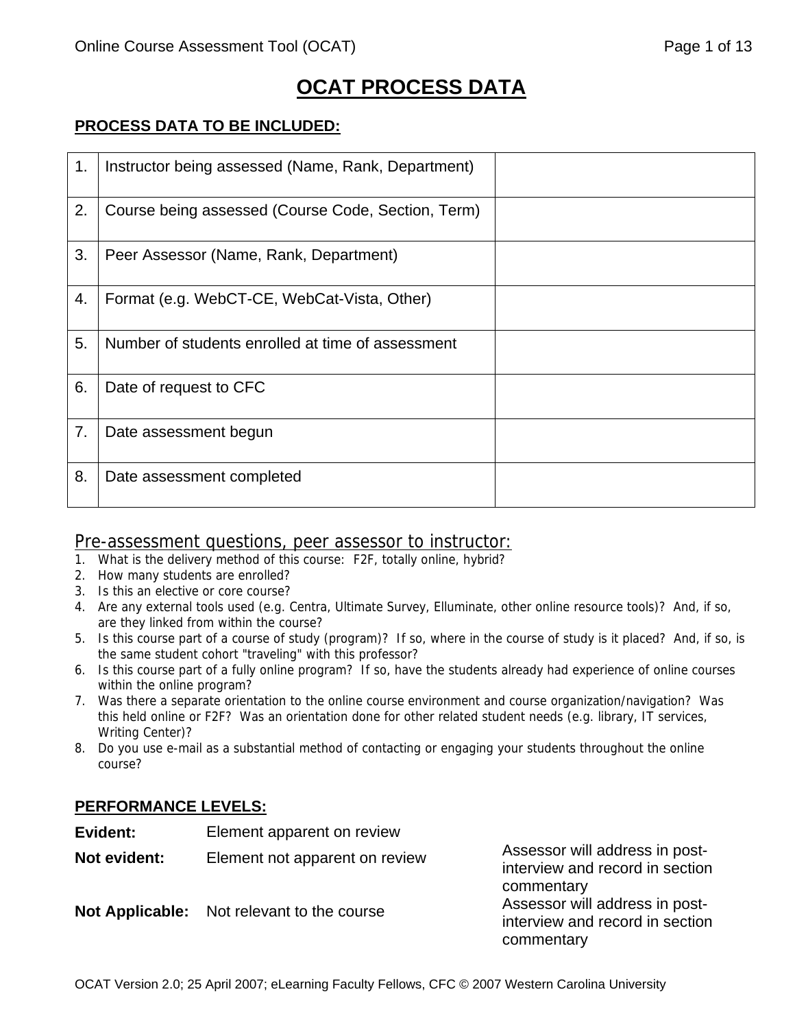# OCAT PROCESS DATA

## PROCESS DATA TO BE INCLUDED:

| | | |
|---|---|---|
| 1. | Instructor being assessed (Name, Rank, Department) | |
| 2. | Course being assessed (Course Code, Section, Term) | |
| 3. | Peer Assessor (Name, Rank, Department) | |
| 4. | Format (e.g. WebCT-CE, WebCat-Vista, Other) | |
| 5. | Number of students enrolled at time of assessment | |
| 6. | Date of request to CFC | |
| 7. | Date assessment begun | |
| 8. | Date assessment completed | |

## Pre-assessment questions, peer assessor to instructor:

1. What is the delivery method of this course: F2F, totally online, hybrid?
2. How many students are enrolled?
3. Is this an elective or core course?
4. Are any external tools used (e.g. Centra, Ultimate Survey, Elluminate, other online resource tools)? And, if so, are they linked from within the course?
5. Is this course part of a course of study (program)? If so, where in the course of study is it placed? And, if so, is the same student cohort "traveling" with this professor?
6. Is this course part of a fully online program? If so, have the students already had experience of online courses within the online program?
7. Was there a separate orientation to the online course environment and course organization/navigation? Was this held online or F2F? Was an orientation done for other related student needs (e.g. library, IT services, Writing Center)?
8. Do you use e-mail as a substantial method of contacting or engaging your students throughout the online course?

## PERFORMANCE LEVELS:

| | | |
|---|---|---|
| **Evident:** | Element apparent on review | |
| **Not evident:** | Element not apparent on review | Assessor will address in post-interview and record in section commentary |
| **Not Applicable:** | Not relevant to the course | Assessor will address in post-interview and record in section commentary |

OCAT Version 2.0; 25 April 2007; eLearning Faculty Fellows, CFC © 2007 Western Carolina University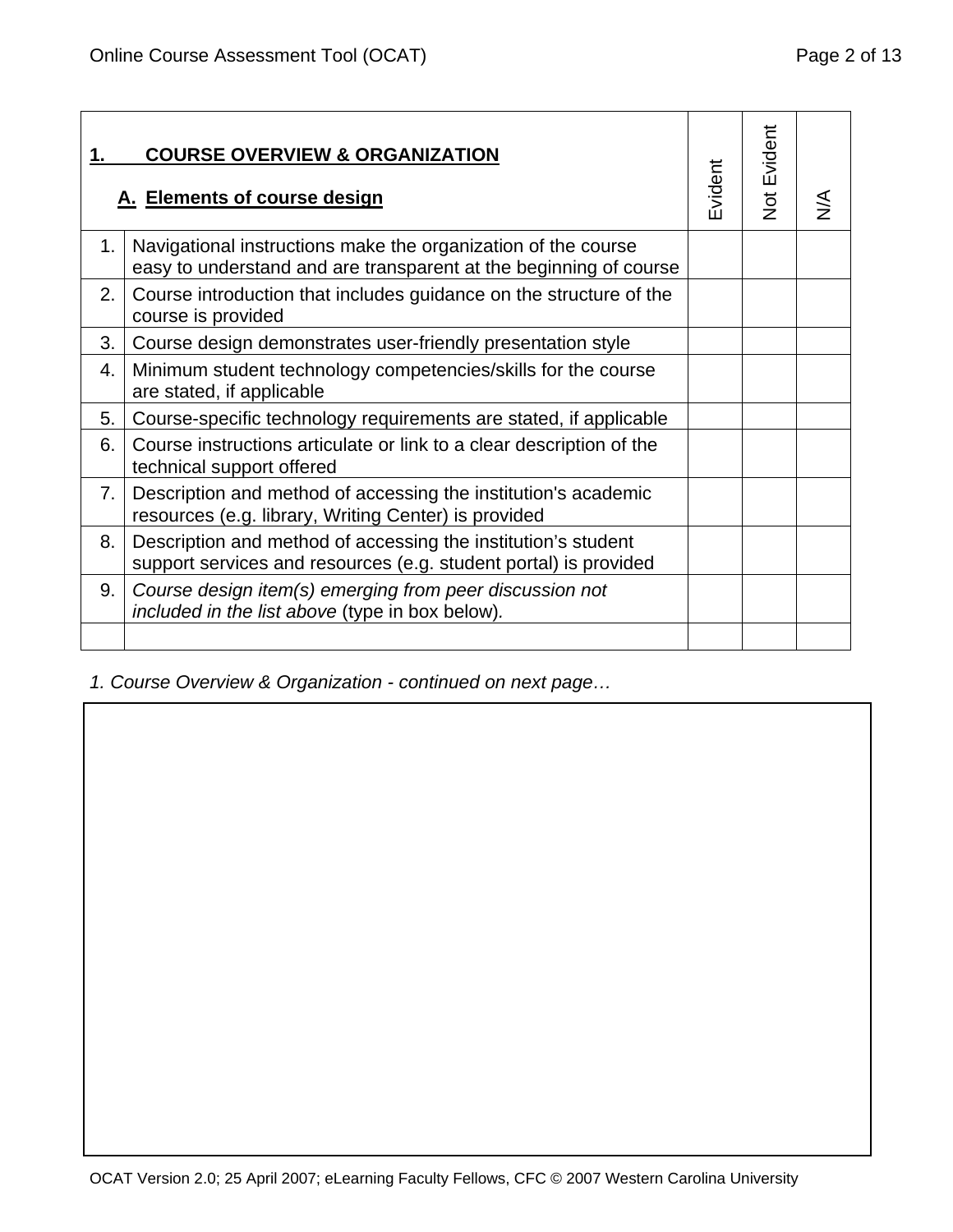| **1. COURSE OVERVIEW & ORGANIZATION**<br>**A. Elements of course design** | | Evident | Not Evident | N/A |
|---|---|---|---|---|
| 1. | Navigational instructions make the organization of the course easy to understand and are transparent at the beginning of course | | | |
| 2. | Course introduction that includes guidance on the structure of the course is provided | | | |
| 3. | Course design demonstrates user-friendly presentation style | | | |
| 4. | Minimum student technology competencies/skills for the course are stated, if applicable | | | |
| 5. | Course-specific technology requirements are stated, if applicable | | | |
| 6. | Course instructions articulate or link to a clear description of the technical support offered | | | |
| 7. | Description and method of accessing the institution's academic resources (e.g. library, Writing Center) is provided | | | |
| 8. | Description and method of accessing the institution's student support services and resources (e.g. student portal) is provided | | | |
| 9. | *Course design item(s) emerging from peer discussion not included in the list above* (type in box below). | | | |
| | | | | |

*1. Course Overview & Organization - continued on next page…*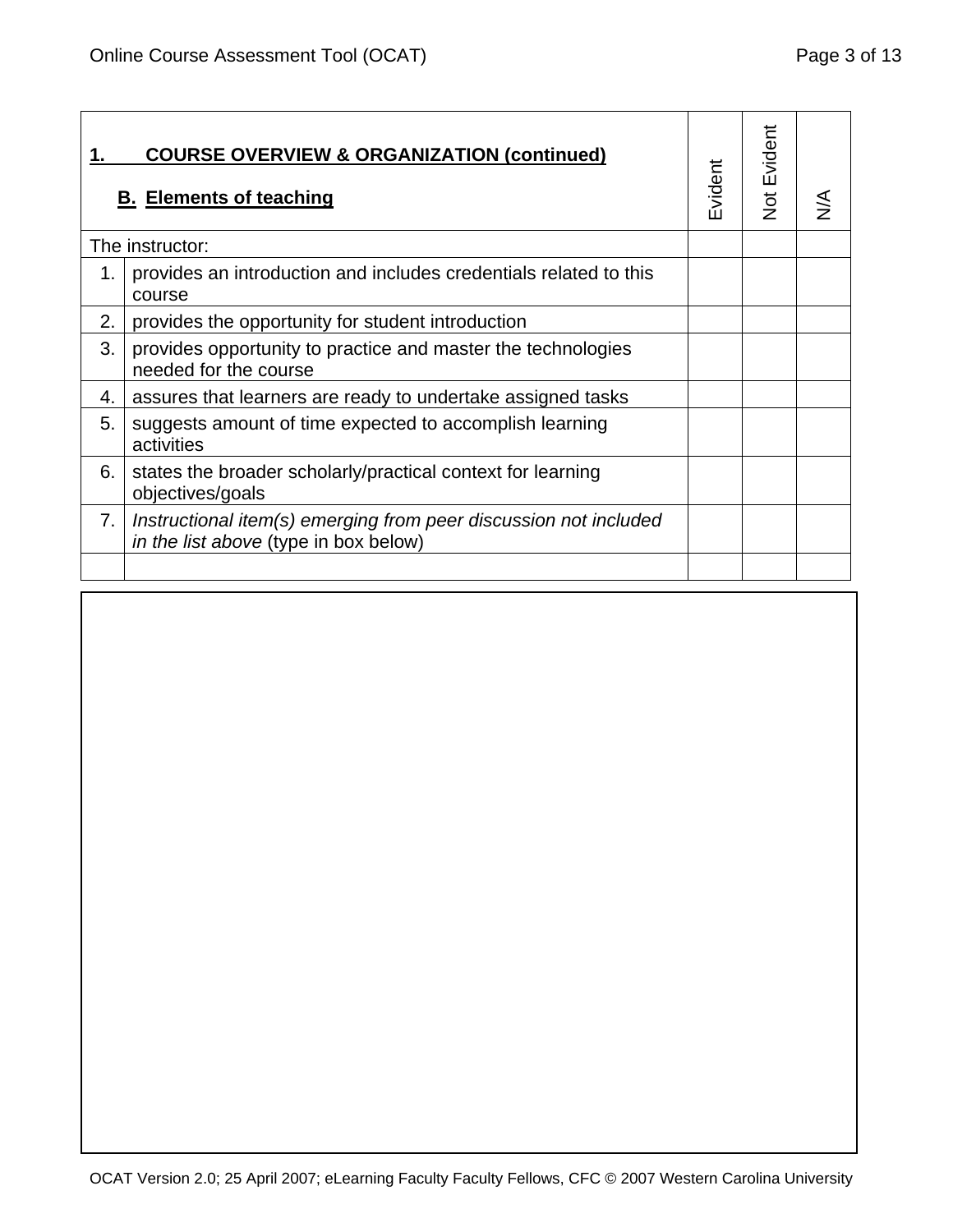| **1. COURSE OVERVIEW & ORGANIZATION (continued)** <br> **B. Elements of teaching** | | Evident | Not Evident | N/A |
|---|---|---|---|---|
| The instructor: | | | | |
| 1. | provides an introduction and includes credentials related to this course | | | |
| 2. | provides the opportunity for student introduction | | | |
| 3. | provides opportunity to practice and master the technologies needed for the course | | | |
| 4. | assures that learners are ready to undertake assigned tasks | | | |
| 5. | suggests amount of time expected to accomplish learning activities | | | |
| 6. | states the broader scholarly/practical context for learning objectives/goals | | | |
| 7. | *Instructional item(s) emerging from peer discussion not included in the list above* (type in box below) | | | |
| | | | | |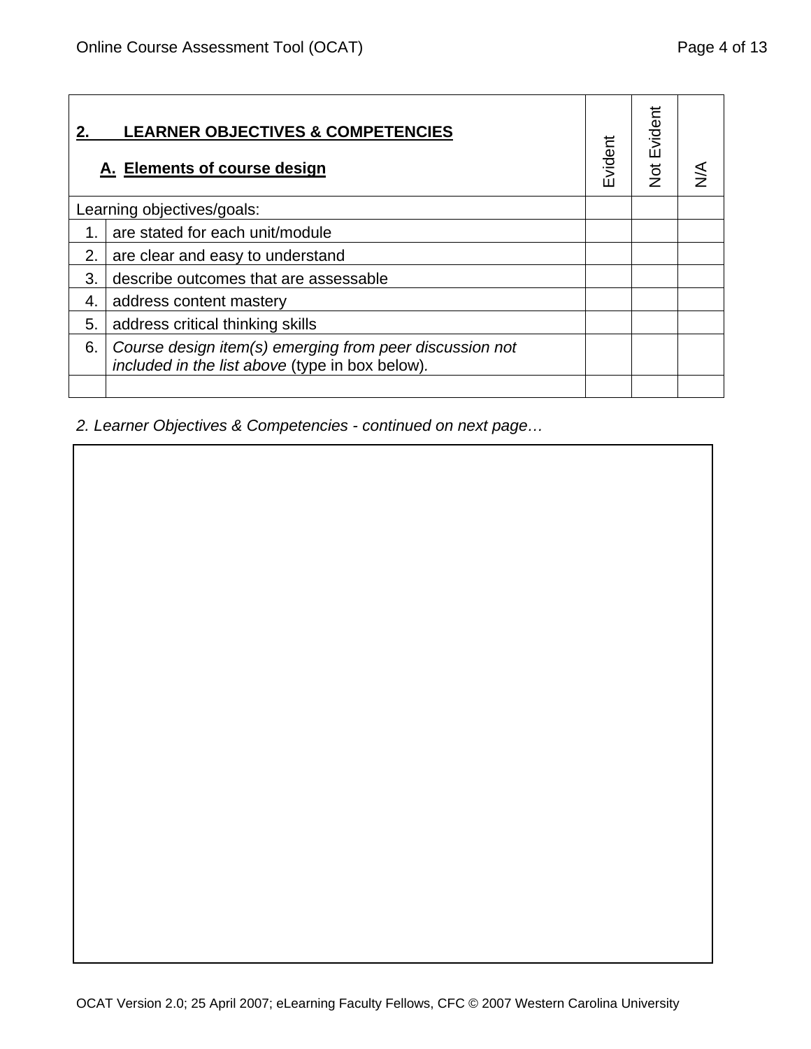| **2. LEARNER OBJECTIVES & COMPETENCIES** **A. Elements of course design** | | Evident | Not Evident | N/A |
|---|---|---|---|---|
| Learning objectives/goals: | | | | |
| 1. | are stated for each unit/module | | | |
| 2. | are clear and easy to understand | | | |
| 3. | describe outcomes that are assessable | | | |
| 4. | address content mastery | | | |
| 5. | address critical thinking skills | | | |
| 6. | *Course design item(s) emerging from peer discussion not included in the list above* (type in box below). | | | |
| | | | | |

*2. Learner Objectives & Competencies - continued on next page…*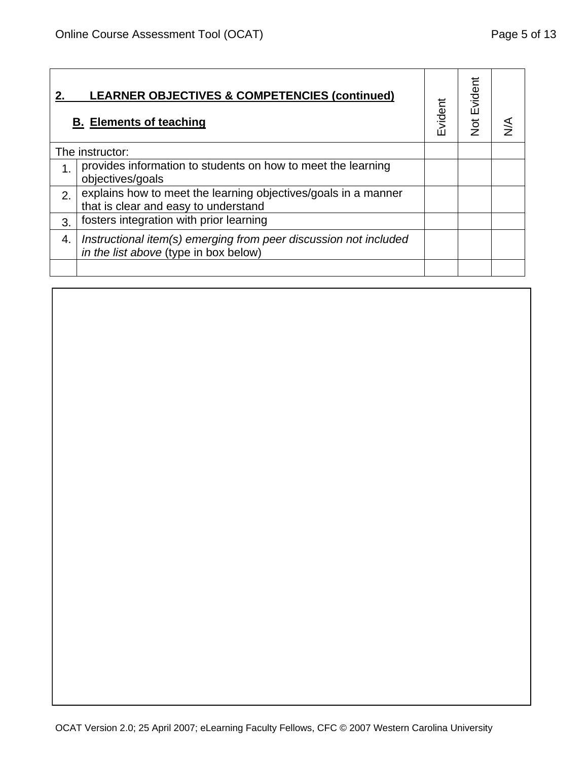| | **2. LEARNER OBJECTIVES & COMPETENCIES (continued)**<br>**B. Elements of teaching** | Evident | Not Evident | N/A |
|---|---|---|---|---|
| The instructor: | | | | |
| 1. | provides information to students on how to meet the learning objectives/goals | | | |
| 2. | explains how to meet the learning objectives/goals in a manner that is clear and easy to understand | | | |
| 3. | fosters integration with prior learning | | | |
| 4. | *Instructional item(s) emerging from peer discussion not included in the list above* (type in box below) | | | |
| | | | | |

OCAT Version 2.0; 25 April 2007; eLearning Faculty Fellows, CFC © 2007 Western Carolina University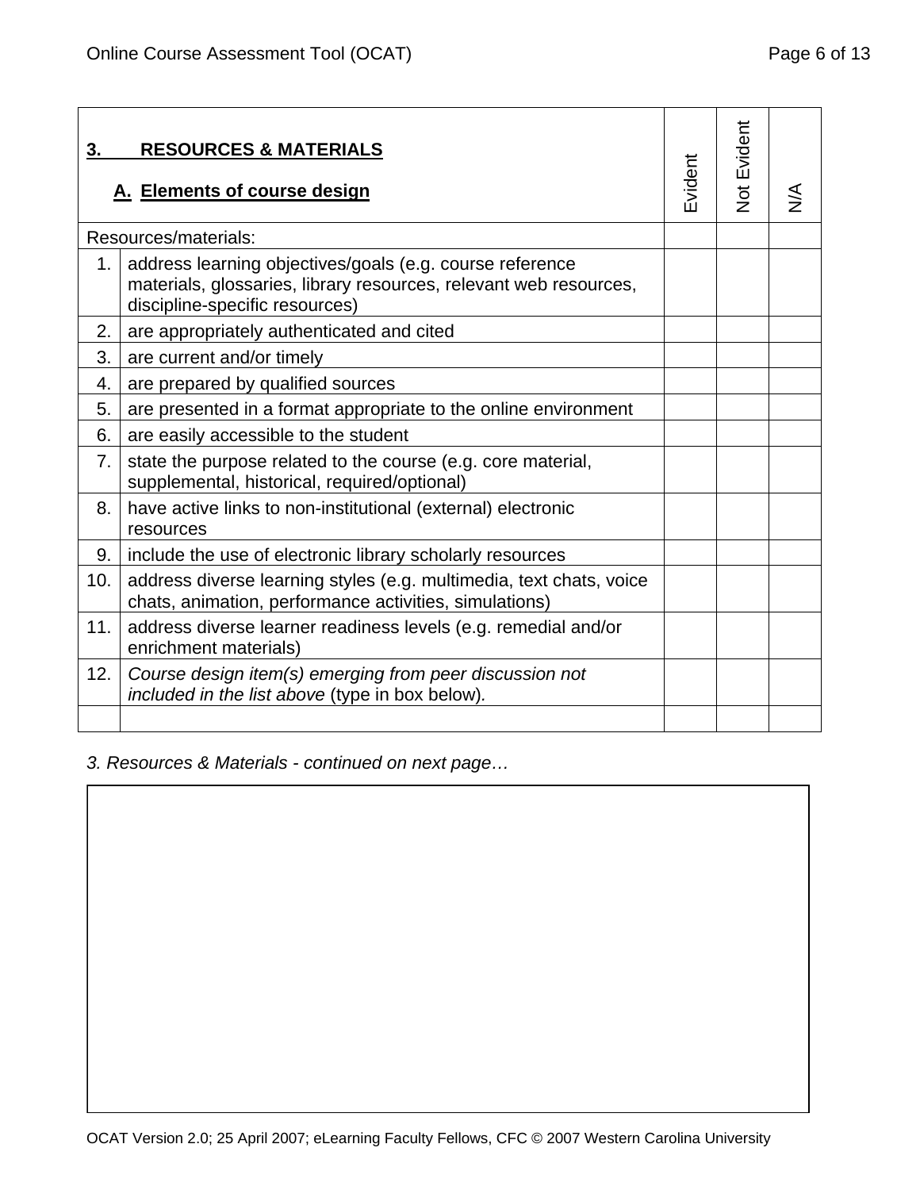| **3. RESOURCES & MATERIALS**<br><br>**A. Elements of course design** | | Evident | Not Evident | N/A |
|---|---|---|---|---|
| Resources/materials: | | | | |
| 1. | address learning objectives/goals (e.g. course reference materials, glossaries, library resources, relevant web resources, discipline-specific resources) | | | |
| 2. | are appropriately authenticated and cited | | | |
| 3. | are current and/or timely | | | |
| 4. | are prepared by qualified sources | | | |
| 5. | are presented in a format appropriate to the online environment | | | |
| 6. | are easily accessible to the student | | | |
| 7. | state the purpose related to the course (e.g. core material, supplemental, historical, required/optional) | | | |
| 8. | have active links to non-institutional (external) electronic resources | | | |
| 9. | include the use of electronic library scholarly resources | | | |
| 10. | address diverse learning styles (e.g. multimedia, text chats, voice chats, animation, performance activities, simulations) | | | |
| 11. | address diverse learner readiness levels (e.g. remedial and/or enrichment materials) | | | |
| 12. | *Course design item(s) emerging from peer discussion not included in the list above* (type in box below). | | | |
| | | | | |

*3. Resources & Materials - continued on next page…*

| |
|---|
| |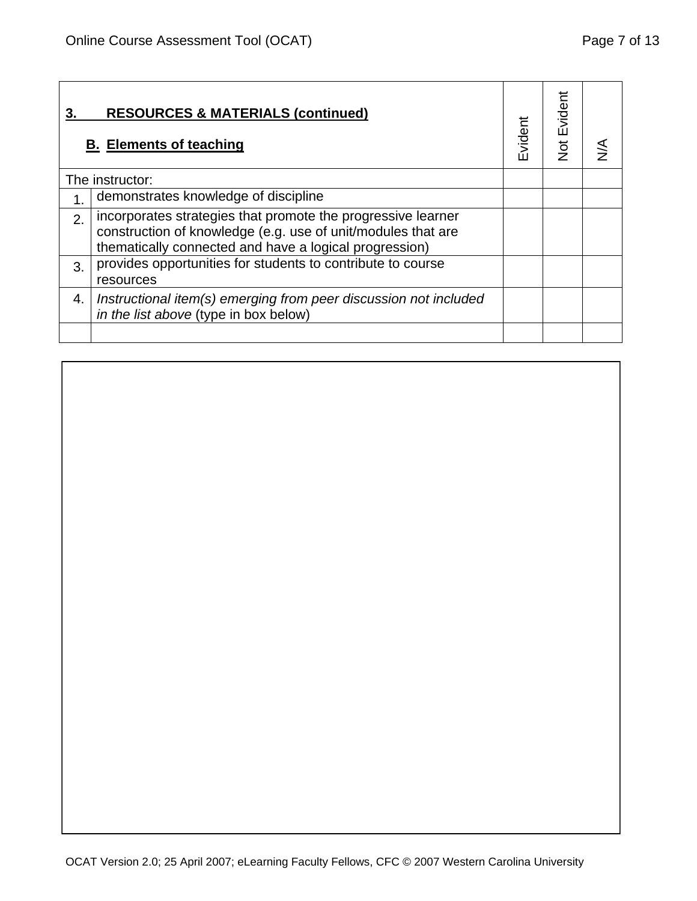| **3. RESOURCES & MATERIALS (continued)**<br>**B. Elements of teaching** | | Evident | Not Evident | N/A |
|---|---|---|---|---|
| The instructor: | | | | |
| 1. | demonstrates knowledge of discipline | | | |
| 2. | incorporates strategies that promote the progressive learner construction of knowledge (e.g. use of unit/modules that are thematically connected and have a logical progression) | | | |
| 3. | provides opportunities for students to contribute to course resources | | | |
| 4. | *Instructional item(s) emerging from peer discussion not included in the list above* (type in box below) | | | |
| | | | | |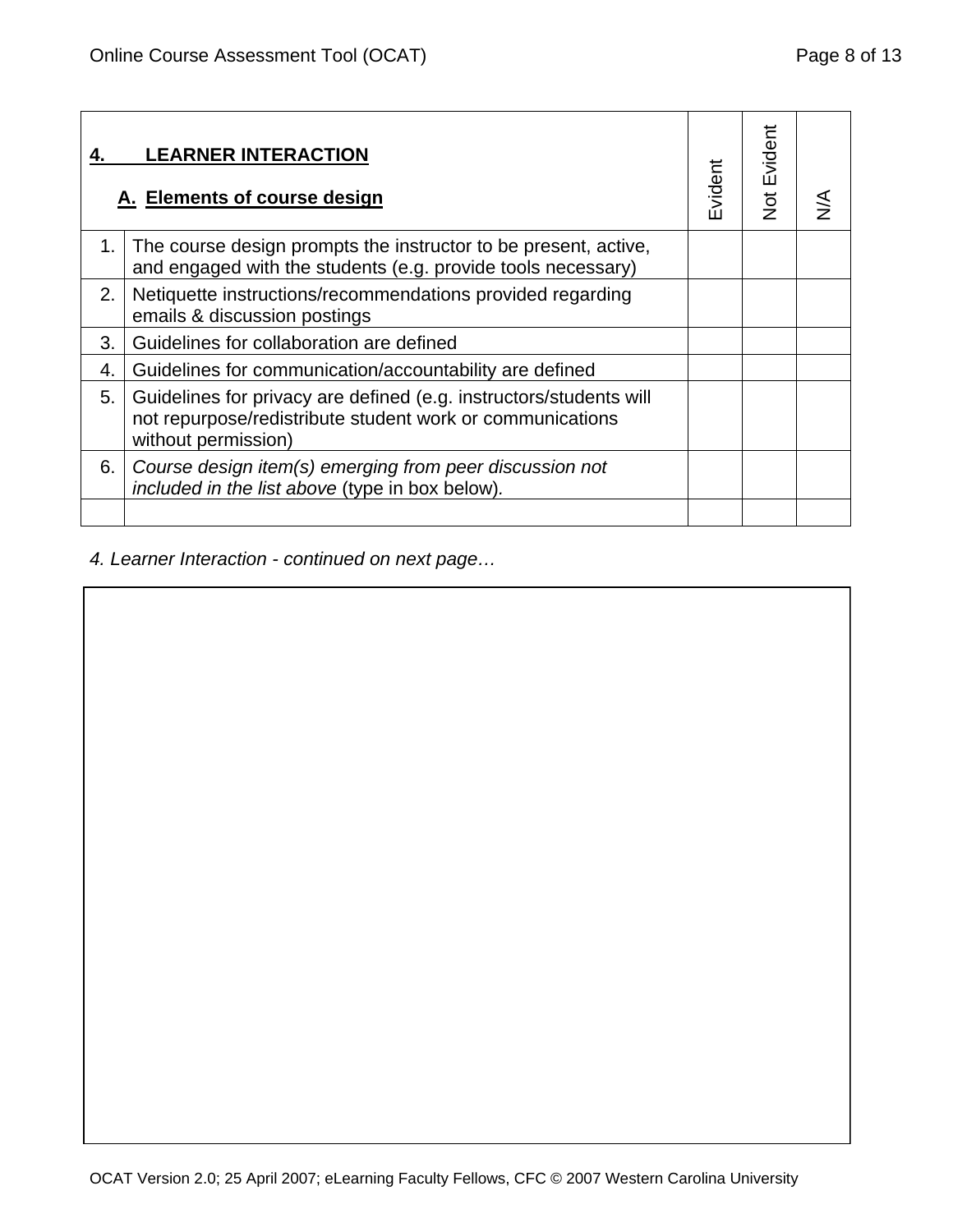| | **4. LEARNER INTERACTION**<br><br>**A. Elements of course design** | Evident | Not Evident | N/A |
|---|---|---|---|---|
| 1. | The course design prompts the instructor to be present, active, and engaged with the students (e.g. provide tools necessary) | | | |
| 2. | Netiquette instructions/recommendations provided regarding emails & discussion postings | | | |
| 3. | Guidelines for collaboration are defined | | | |
| 4. | Guidelines for communication/accountability are defined | | | |
| 5. | Guidelines for privacy are defined (e.g. instructors/students will not repurpose/redistribute student work or communications without permission) | | | |
| 6. | *Course design item(s) emerging from peer discussion not included in the list above* (type in box below). | | | |
| | | | | |

*4. Learner Interaction - continued on next page…*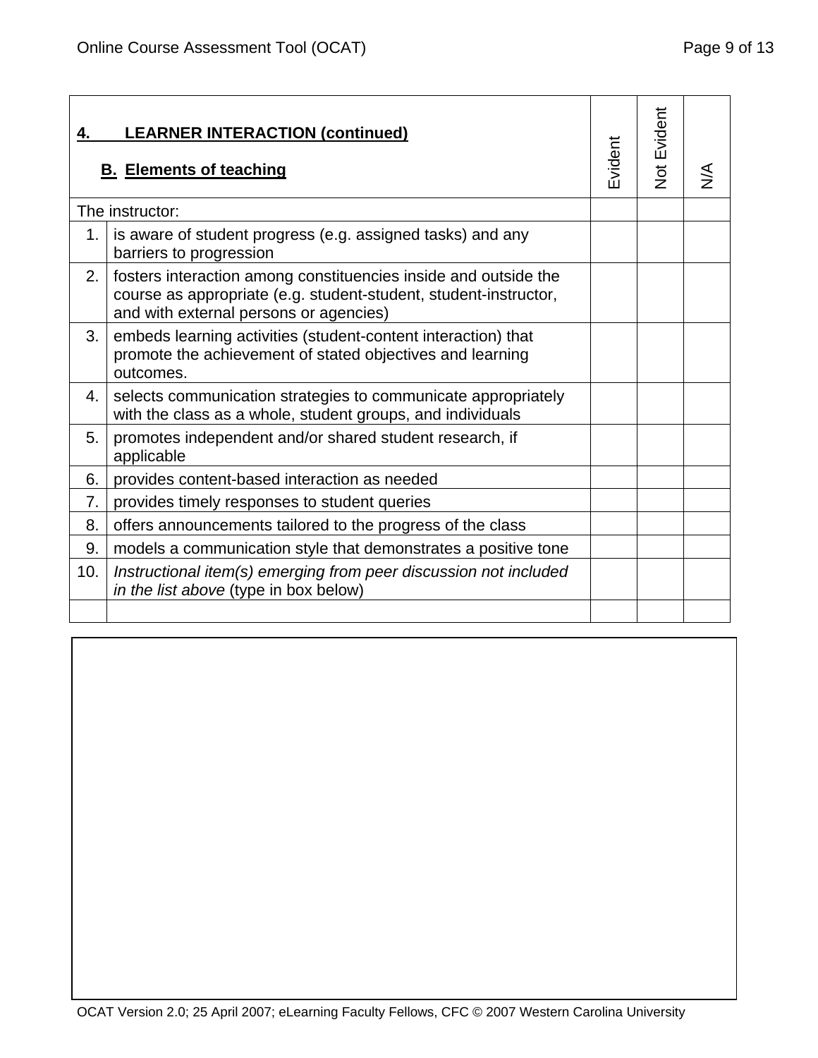| **4. LEARNER INTERACTION (continued)**<br><br>**B. Elements of teaching** | | Evident | Not Evident | N/A |
|---|---|---|---|---|
| The instructor: | | | | |
| 1. | is aware of student progress (e.g. assigned tasks) and any barriers to progression | | | |
| 2. | fosters interaction among constituencies inside and outside the course as appropriate (e.g. student-student, student-instructor, and with external persons or agencies) | | | |
| 3. | embeds learning activities (student-content interaction) that promote the achievement of stated objectives and learning outcomes. | | | |
| 4. | selects communication strategies to communicate appropriately with the class as a whole, student groups, and individuals | | | |
| 5. | promotes independent and/or shared student research, if applicable | | | |
| 6. | provides content-based interaction as needed | | | |
| 7. | provides timely responses to student queries | | | |
| 8. | offers announcements tailored to the progress of the class | | | |
| 9. | models a communication style that demonstrates a positive tone | | | |
| 10. | *Instructional item(s) emerging from peer discussion not included in the list above* (type in box below) | | | |
| | | | | |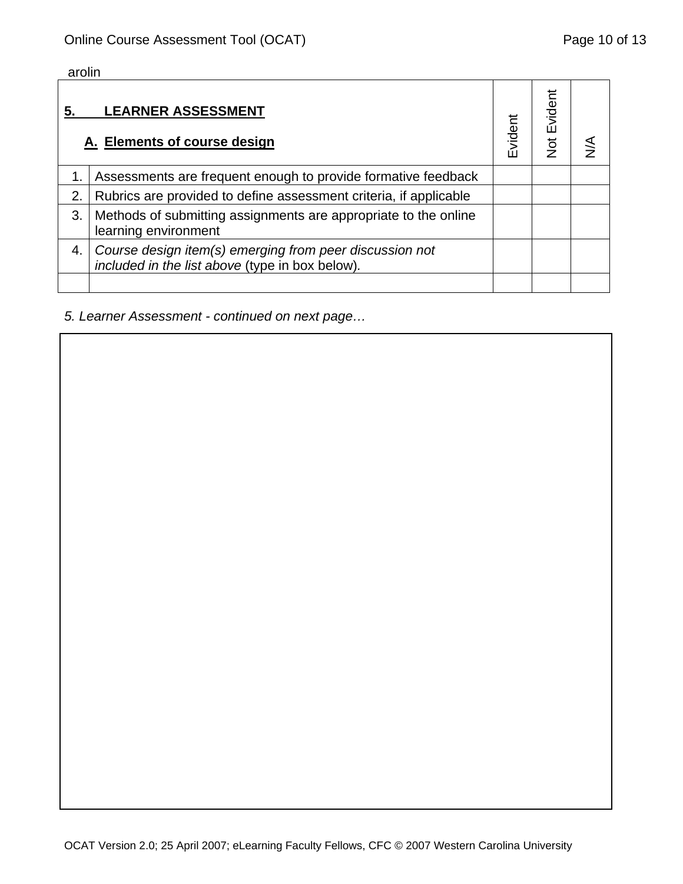arolin

| 5. **LEARNER ASSESSMENT**<br><br>**A. Elements of course design** | | Evident | Not Evident | N/A |
|---|---|---|---|---|
| 1. | Assessments are frequent enough to provide formative feedback | | | |
| 2. | Rubrics are provided to define assessment criteria, if applicable | | | |
| 3. | Methods of submitting assignments are appropriate to the online learning environment | | | |
| 4. | *Course design item(s) emerging from peer discussion not included in the list above* (type in box below). | | | |
| | | | | |

*5. Learner Assessment - continued on next page…*

OCAT Version 2.0; 25 April 2007; eLearning Faculty Fellows, CFC © 2007 Western Carolina University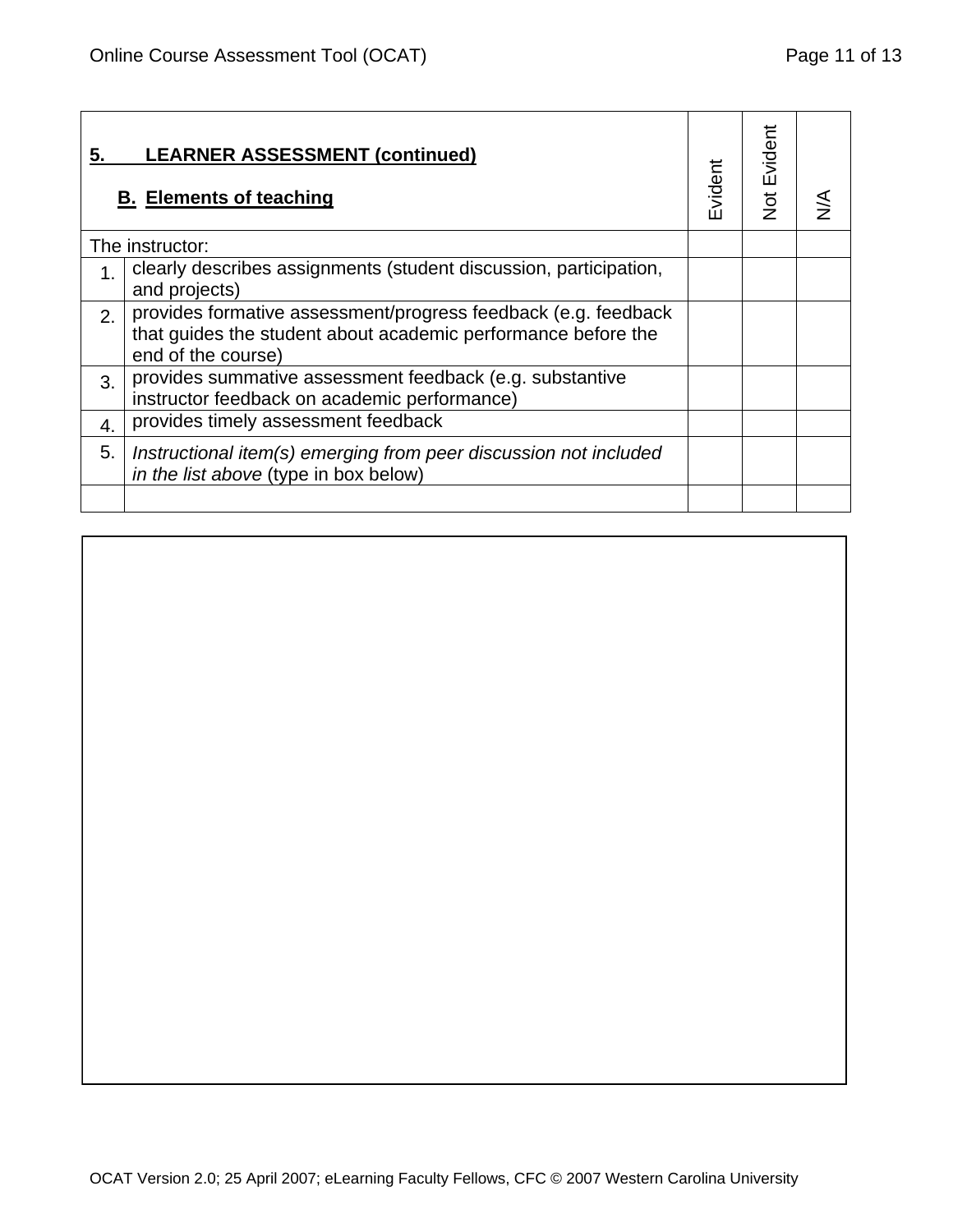| **5. LEARNER ASSESSMENT (continued)**<br>**B. Elements of teaching** | | Evident | Not Evident | N/A |
|---|---|---|---|---|
| The instructor: | | | | |
| 1. | clearly describes assignments (student discussion, participation, and projects) | | | |
| 2. | provides formative assessment/progress feedback (e.g. feedback that guides the student about academic performance before the end of the course) | | | |
| 3. | provides summative assessment feedback (e.g. substantive instructor feedback on academic performance) | | | |
| 4. | provides timely assessment feedback | | | |
| 5. | *Instructional item(s) emerging from peer discussion not included in the list above* (type in box below) | | | |
| | | | | |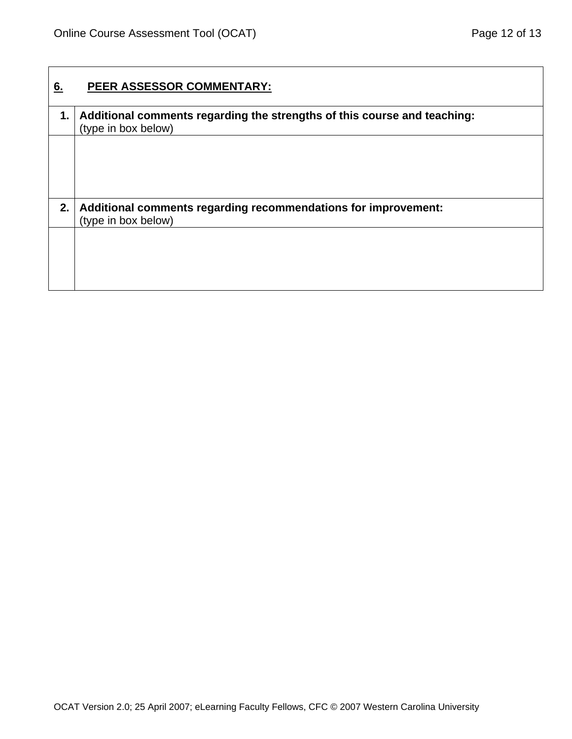| **6. PEER ASSESSOR COMMENTARY:** | |
|---|---|
| **1.** | **Additional comments regarding the strengths of this course and teaching:** (type in box below) |
| | |
| **2.** | **Additional comments regarding recommendations for improvement:** (type in box below) |
| | |

OCAT Version 2.0; 25 April 2007; eLearning Faculty Fellows, CFC © 2007 Western Carolina University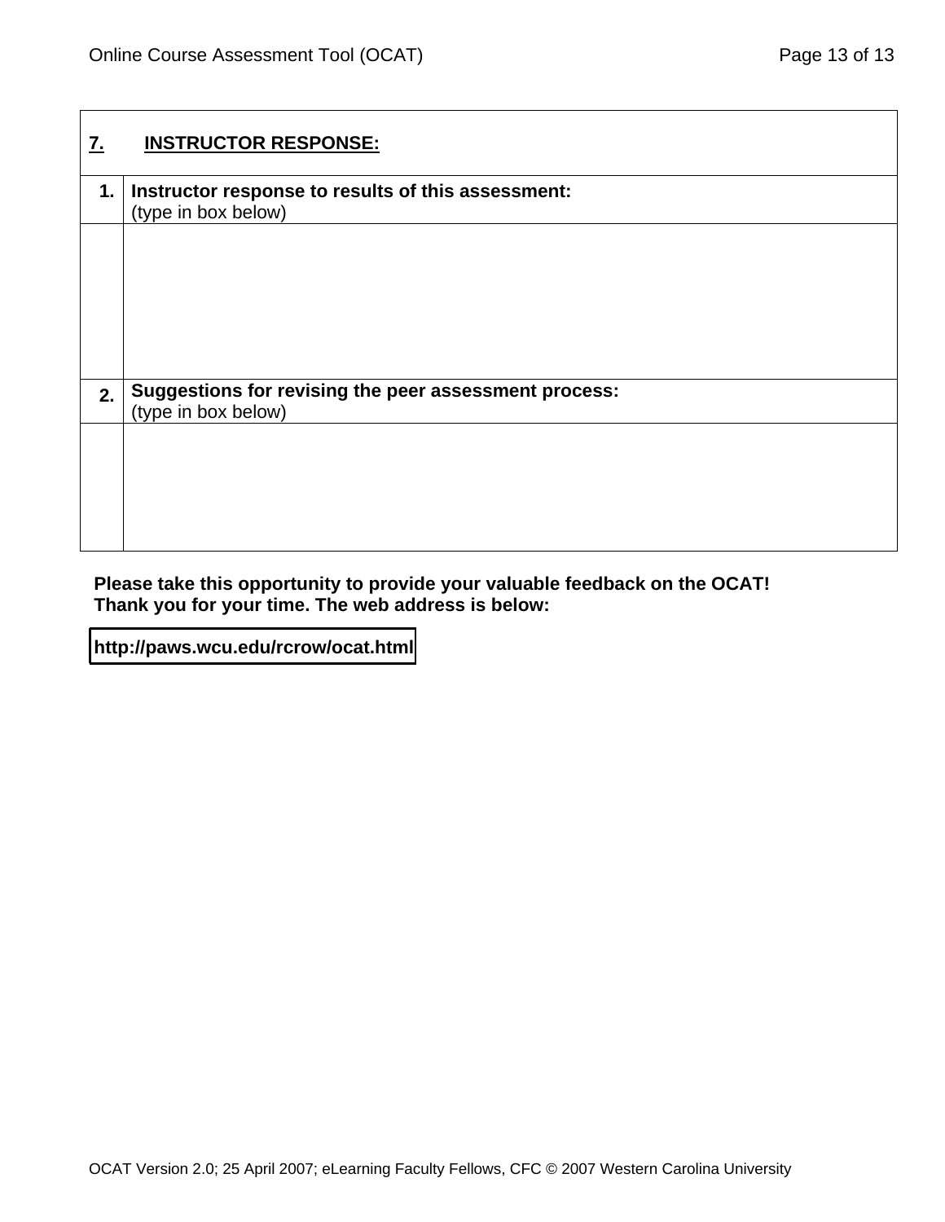| | |
|---|---|
| **7.** | **INSTRUCTOR RESPONSE:** |
| **1.** | **Instructor response to results of this assessment:**<br>(type in box below) |
| | |
| **2.** | **Suggestions for revising the peer assessment process:**<br>(type in box below) |
| | |

**Please take this opportunity to provide your valuable feedback on the OCAT!**
**Thank you for your time. The web address is below:**

**http://paws.wcu.edu/rcrow/ocat.html**

OCAT Version 2.0; 25 April 2007; eLearning Faculty Fellows, CFC © 2007 Western Carolina University